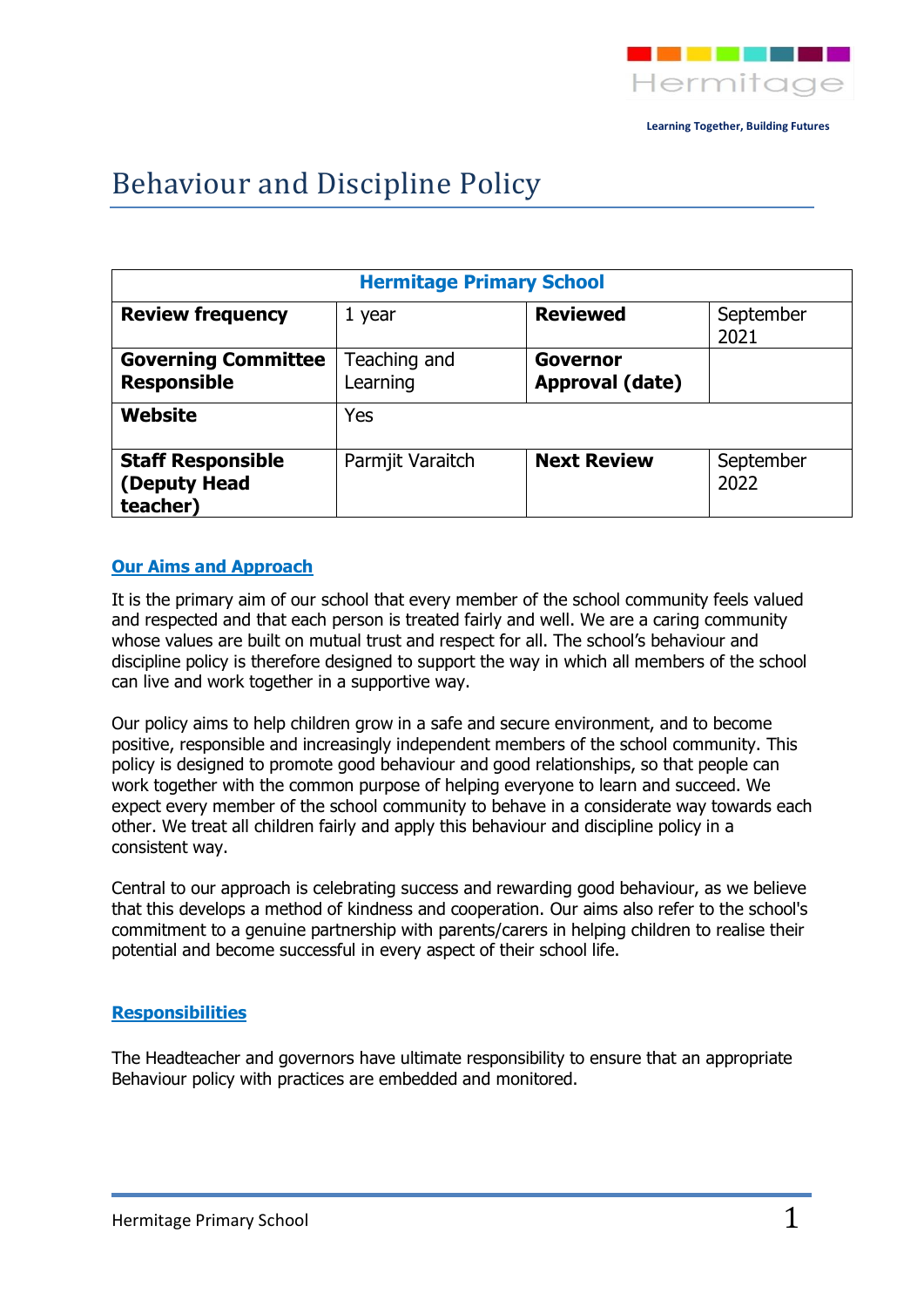Hermitage

Learning Together, Building Futures

# Behaviour and Discipline Policy

| Hermitage Primary School | | | |
|---|---|---|---|
| **Review frequency** | 1 year | **Reviewed** | September 2021 |
| **Governing Committee Responsible** | Teaching and Learning | **Governor Approval (date)** | |
| **Website** | Yes | | |
| **Staff Responsible (Deputy Head teacher)** | Parmjit Varaitch | **Next Review** | September 2022 |

## Our Aims and Approach

It is the primary aim of our school that every member of the school community feels valued and respected and that each person is treated fairly and well. We are a caring community whose values are built on mutual trust and respect for all. The school's behaviour and discipline policy is therefore designed to support the way in which all members of the school can live and work together in a supportive way.

Our policy aims to help children grow in a safe and secure environment, and to become positive, responsible and increasingly independent members of the school community. This policy is designed to promote good behaviour and good relationships, so that people can work together with the common purpose of helping everyone to learn and succeed. We expect every member of the school community to behave in a considerate way towards each other. We treat all children fairly and apply this behaviour and discipline policy in a consistent way.

Central to our approach is celebrating success and rewarding good behaviour, as we believe that this develops a method of kindness and cooperation. Our aims also refer to the school's commitment to a genuine partnership with parents/carers in helping children to realise their potential and become successful in every aspect of their school life.

## Responsibilities

The Headteacher and governors have ultimate responsibility to ensure that an appropriate Behaviour policy with practices are embedded and monitored.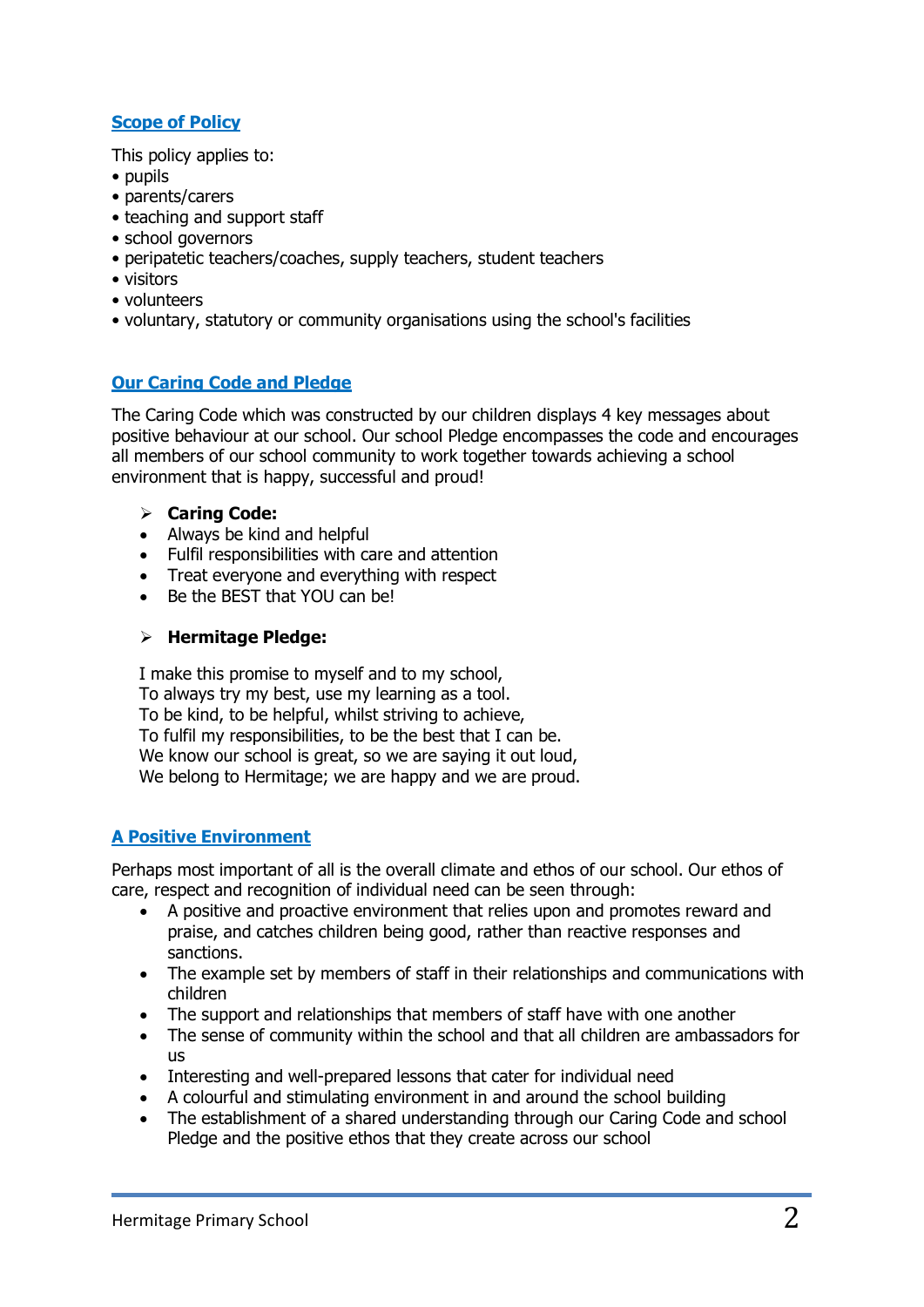## Scope of Policy

This policy applies to:

- pupils
- parents/carers
- teaching and support staff
- school governors
- peripatetic teachers/coaches, supply teachers, student teachers
- visitors
- volunteers
- voluntary, statutory or community organisations using the school's facilities

## Our Caring Code and Pledge

The Caring Code which was constructed by our children displays 4 key messages about positive behaviour at our school. Our school Pledge encompasses the code and encourages all members of our school community to work together towards achieving a school environment that is happy, successful and proud!

- **Caring Code:**
  - Always be kind and helpful
  - Fulfil responsibilities with care and attention
  - Treat everyone and everything with respect
  - Be the BEST that YOU can be!

- **Hermitage Pledge:**

  I make this promise to myself and to my school,
  To always try my best, use my learning as a tool.
  To be kind, to be helpful, whilst striving to achieve,
  To fulfil my responsibilities, to be the best that I can be.
  We know our school is great, so we are saying it out loud,
  We belong to Hermitage; we are happy and we are proud.

## A Positive Environment

Perhaps most important of all is the overall climate and ethos of our school. Our ethos of care, respect and recognition of individual need can be seen through:

- A positive and proactive environment that relies upon and promotes reward and praise, and catches children being good, rather than reactive responses and sanctions.
- The example set by members of staff in their relationships and communications with children
- The support and relationships that members of staff have with one another
- The sense of community within the school and that all children are ambassadors for us
- Interesting and well-prepared lessons that cater for individual need
- A colourful and stimulating environment in and around the school building
- The establishment of a shared understanding through our Caring Code and school Pledge and the positive ethos that they create across our school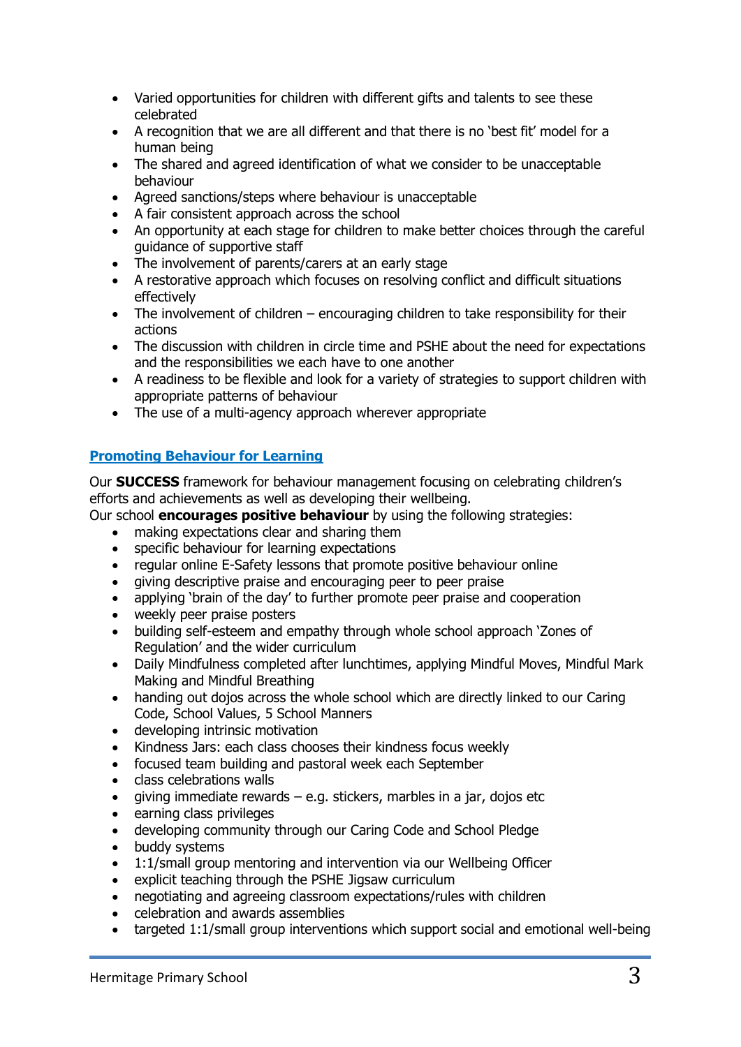- Varied opportunities for children with different gifts and talents to see these celebrated
- A recognition that we are all different and that there is no 'best fit' model for a human being
- The shared and agreed identification of what we consider to be unacceptable behaviour
- Agreed sanctions/steps where behaviour is unacceptable
- A fair consistent approach across the school
- An opportunity at each stage for children to make better choices through the careful guidance of supportive staff
- The involvement of parents/carers at an early stage
- A restorative approach which focuses on resolving conflict and difficult situations effectively
- The involvement of children – encouraging children to take responsibility for their actions
- The discussion with children in circle time and PSHE about the need for expectations and the responsibilities we each have to one another
- A readiness to be flexible and look for a variety of strategies to support children with appropriate patterns of behaviour
- The use of a multi-agency approach wherever appropriate

## Promoting Behaviour for Learning

Our **SUCCESS** framework for behaviour management focusing on celebrating children's efforts and achievements as well as developing their wellbeing.
Our school **encourages positive behaviour** by using the following strategies:

- making expectations clear and sharing them
- specific behaviour for learning expectations
- regular online E-Safety lessons that promote positive behaviour online
- giving descriptive praise and encouraging peer to peer praise
- applying 'brain of the day' to further promote peer praise and cooperation
- weekly peer praise posters
- building self-esteem and empathy through whole school approach 'Zones of Regulation' and the wider curriculum
- Daily Mindfulness completed after lunchtimes, applying Mindful Moves, Mindful Mark Making and Mindful Breathing
- handing out dojos across the whole school which are directly linked to our Caring Code, School Values, 5 School Manners
- developing intrinsic motivation
- Kindness Jars: each class chooses their kindness focus weekly
- focused team building and pastoral week each September
- class celebrations walls
- giving immediate rewards – e.g. stickers, marbles in a jar, dojos etc
- earning class privileges
- developing community through our Caring Code and School Pledge
- buddy systems
- 1:1/small group mentoring and intervention via our Wellbeing Officer
- explicit teaching through the PSHE Jigsaw curriculum
- negotiating and agreeing classroom expectations/rules with children
- celebration and awards assemblies
- targeted 1:1/small group interventions which support social and emotional well-being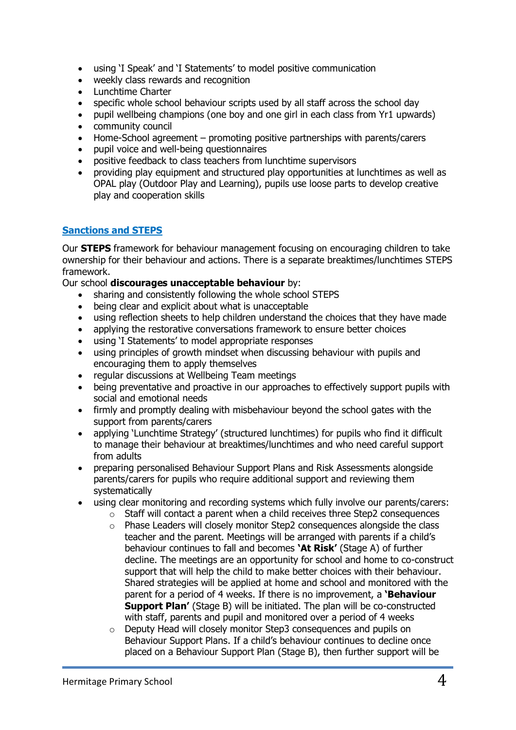- using 'I Speak' and 'I Statements' to model positive communication
- weekly class rewards and recognition
- Lunchtime Charter
- specific whole school behaviour scripts used by all staff across the school day
- pupil wellbeing champions (one boy and one girl in each class from Yr1 upwards)
- community council
- Home-School agreement – promoting positive partnerships with parents/carers
- pupil voice and well-being questionnaires
- positive feedback to class teachers from lunchtime supervisors
- providing play equipment and structured play opportunities at lunchtimes as well as OPAL play (Outdoor Play and Learning), pupils use loose parts to develop creative play and cooperation skills

## Sanctions and STEPS

Our **STEPS** framework for behaviour management focusing on encouraging children to take ownership for their behaviour and actions. There is a separate breaktimes/lunchtimes STEPS framework.

Our school **discourages unacceptable behaviour** by:

- sharing and consistently following the whole school STEPS
- being clear and explicit about what is unacceptable
- using reflection sheets to help children understand the choices that they have made
- applying the restorative conversations framework to ensure better choices
- using 'I Statements' to model appropriate responses
- using principles of growth mindset when discussing behaviour with pupils and encouraging them to apply themselves
- regular discussions at Wellbeing Team meetings
- being preventative and proactive in our approaches to effectively support pupils with social and emotional needs
- firmly and promptly dealing with misbehaviour beyond the school gates with the support from parents/carers
- applying 'Lunchtime Strategy' (structured lunchtimes) for pupils who find it difficult to manage their behaviour at breaktimes/lunchtimes and who need careful support from adults
- preparing personalised Behaviour Support Plans and Risk Assessments alongside parents/carers for pupils who require additional support and reviewing them systematically
- using clear monitoring and recording systems which fully involve our parents/carers:
  - Staff will contact a parent when a child receives three Step2 consequences
  - Phase Leaders will closely monitor Step2 consequences alongside the class teacher and the parent. Meetings will be arranged with parents if a child's behaviour continues to fall and becomes **'At Risk'** (Stage A) of further decline. The meetings are an opportunity for school and home to co-construct support that will help the child to make better choices with their behaviour. Shared strategies will be applied at home and school and monitored with the parent for a period of 4 weeks. If there is no improvement, a **'Behaviour Support Plan'** (Stage B) will be initiated. The plan will be co-constructed with staff, parents and pupil and monitored over a period of 4 weeks
  - Deputy Head will closely monitor Step3 consequences and pupils on Behaviour Support Plans. If a child's behaviour continues to decline once placed on a Behaviour Support Plan (Stage B), then further support will be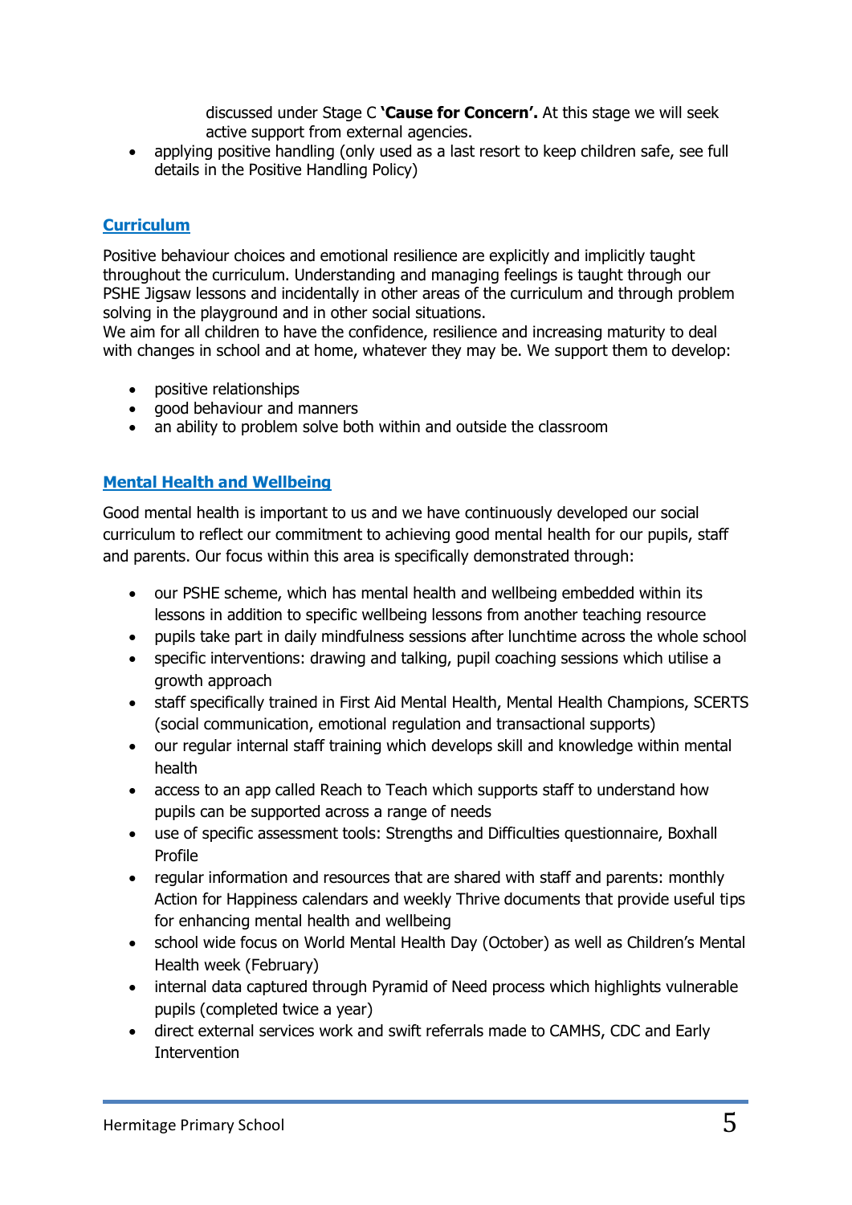discussed under Stage C **'Cause for Concern'.** At this stage we will seek active support from external agencies.

- applying positive handling (only used as a last resort to keep children safe, see full details in the Positive Handling Policy)

## Curriculum

Positive behaviour choices and emotional resilience are explicitly and implicitly taught throughout the curriculum. Understanding and managing feelings is taught through our PSHE Jigsaw lessons and incidentally in other areas of the curriculum and through problem solving in the playground and in other social situations.
We aim for all children to have the confidence, resilience and increasing maturity to deal with changes in school and at home, whatever they may be. We support them to develop:

- positive relationships
- good behaviour and manners
- an ability to problem solve both within and outside the classroom

## Mental Health and Wellbeing

Good mental health is important to us and we have continuously developed our social curriculum to reflect our commitment to achieving good mental health for our pupils, staff and parents. Our focus within this area is specifically demonstrated through:

- our PSHE scheme, which has mental health and wellbeing embedded within its lessons in addition to specific wellbeing lessons from another teaching resource
- pupils take part in daily mindfulness sessions after lunchtime across the whole school
- specific interventions: drawing and talking, pupil coaching sessions which utilise a growth approach
- staff specifically trained in First Aid Mental Health, Mental Health Champions, SCERTS (social communication, emotional regulation and transactional supports)
- our regular internal staff training which develops skill and knowledge within mental health
- access to an app called Reach to Teach which supports staff to understand how pupils can be supported across a range of needs
- use of specific assessment tools: Strengths and Difficulties questionnaire, Boxhall Profile
- regular information and resources that are shared with staff and parents: monthly Action for Happiness calendars and weekly Thrive documents that provide useful tips for enhancing mental health and wellbeing
- school wide focus on World Mental Health Day (October) as well as Children's Mental Health week (February)
- internal data captured through Pyramid of Need process which highlights vulnerable pupils (completed twice a year)
- direct external services work and swift referrals made to CAMHS, CDC and Early Intervention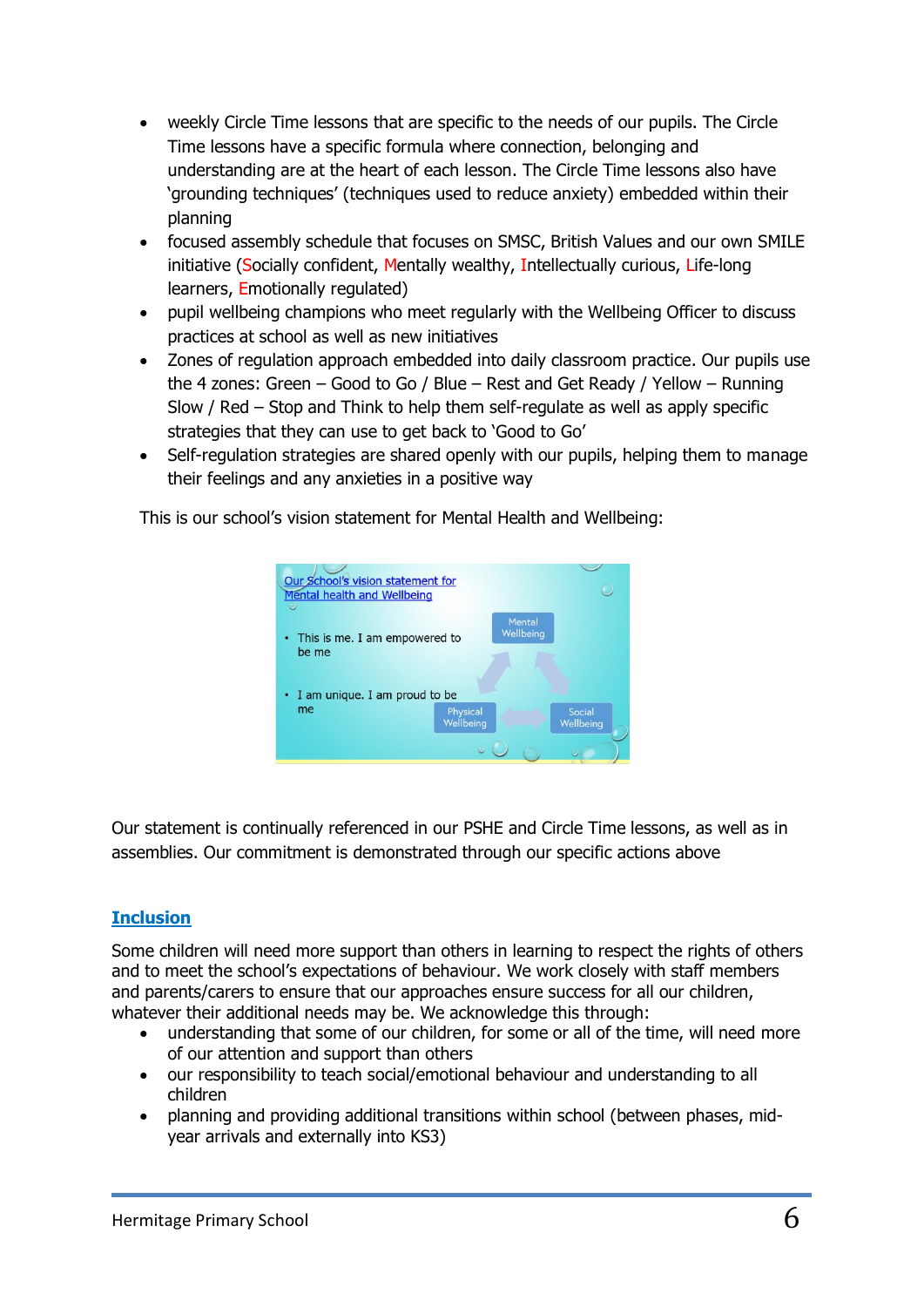- weekly Circle Time lessons that are specific to the needs of our pupils. The Circle Time lessons have a specific formula where connection, belonging and understanding are at the heart of each lesson. The Circle Time lessons also have 'grounding techniques' (techniques used to reduce anxiety) embedded within their planning
- focused assembly schedule that focuses on SMSC, British Values and our own SMILE initiative (Socially confident, Mentally wealthy, Intellectually curious, Life-long learners, Emotionally regulated)
- pupil wellbeing champions who meet regularly with the Wellbeing Officer to discuss practices at school as well as new initiatives
- Zones of regulation approach embedded into daily classroom practice. Our pupils use the 4 zones: Green – Good to Go / Blue – Rest and Get Ready / Yellow – Running Slow / Red – Stop and Think to help them self-regulate as well as apply specific strategies that they can use to get back to 'Good to Go'
- Self-regulation strategies are shared openly with our pupils, helping them to manage their feelings and any anxieties in a positive way

This is our school's vision statement for Mental Health and Wellbeing:

Our School's vision statement for Mental health and Wellbeing

- This is me. I am empowered to be me
- I am unique. I am proud to be me

Mental Wellbeing
Physical Wellbeing
Social Wellbeing

Our statement is continually referenced in our PSHE and Circle Time lessons, as well as in assemblies. Our commitment is demonstrated through our specific actions above

## Inclusion

Some children will need more support than others in learning to respect the rights of others and to meet the school's expectations of behaviour. We work closely with staff members and parents/carers to ensure that our approaches ensure success for all our children, whatever their additional needs may be. We acknowledge this through:

- understanding that some of our children, for some or all of the time, will need more of our attention and support than others
- our responsibility to teach social/emotional behaviour and understanding to all children
- planning and providing additional transitions within school (between phases, mid-year arrivals and externally into KS3)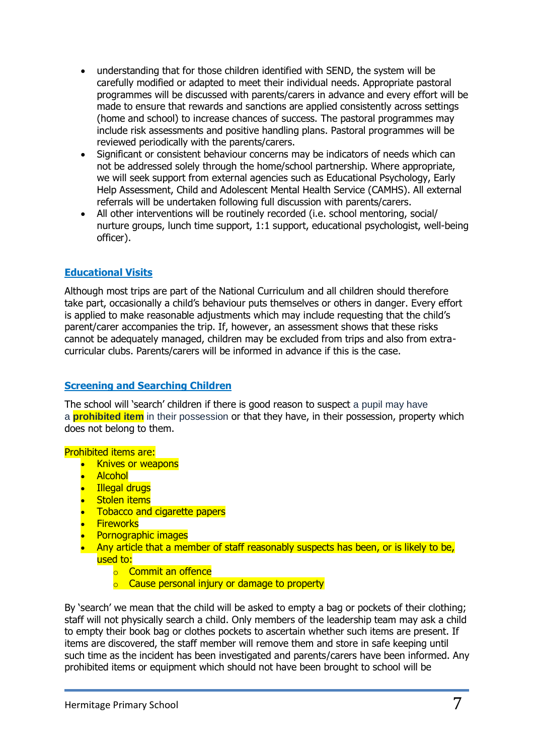- understanding that for those children identified with SEND, the system will be carefully modified or adapted to meet their individual needs. Appropriate pastoral programmes will be discussed with parents/carers in advance and every effort will be made to ensure that rewards and sanctions are applied consistently across settings (home and school) to increase chances of success. The pastoral programmes may include risk assessments and positive handling plans. Pastoral programmes will be reviewed periodically with the parents/carers.
- Significant or consistent behaviour concerns may be indicators of needs which can not be addressed solely through the home/school partnership. Where appropriate, we will seek support from external agencies such as Educational Psychology, Early Help Assessment, Child and Adolescent Mental Health Service (CAMHS). All external referrals will be undertaken following full discussion with parents/carers.
- All other interventions will be routinely recorded (i.e. school mentoring, social/ nurture groups, lunch time support, 1:1 support, educational psychologist, well-being officer).

## Educational Visits

Although most trips are part of the National Curriculum and all children should therefore take part, occasionally a child's behaviour puts themselves or others in danger. Every effort is applied to make reasonable adjustments which may include requesting that the child's parent/carer accompanies the trip. If, however, an assessment shows that these risks cannot be adequately managed, children may be excluded from trips and also from extra-curricular clubs. Parents/carers will be informed in advance if this is the case.

## Screening and Searching Children

The school will 'search' children if there is good reason to suspect a pupil may have a **prohibited item** in their possession or that they have, in their possession, property which does not belong to them.

Prohibited items are:

- Knives or weapons
- Alcohol
- Illegal drugs
- Stolen items
- Tobacco and cigarette papers
- Fireworks
- Pornographic images
- Any article that a member of staff reasonably suspects has been, or is likely to be, used to:
  - Commit an offence
  - Cause personal injury or damage to property

By 'search' we mean that the child will be asked to empty a bag or pockets of their clothing; staff will not physically search a child. Only members of the leadership team may ask a child to empty their book bag or clothes pockets to ascertain whether such items are present. If items are discovered, the staff member will remove them and store in safe keeping until such time as the incident has been investigated and parents/carers have been informed. Any prohibited items or equipment which should not have been brought to school will be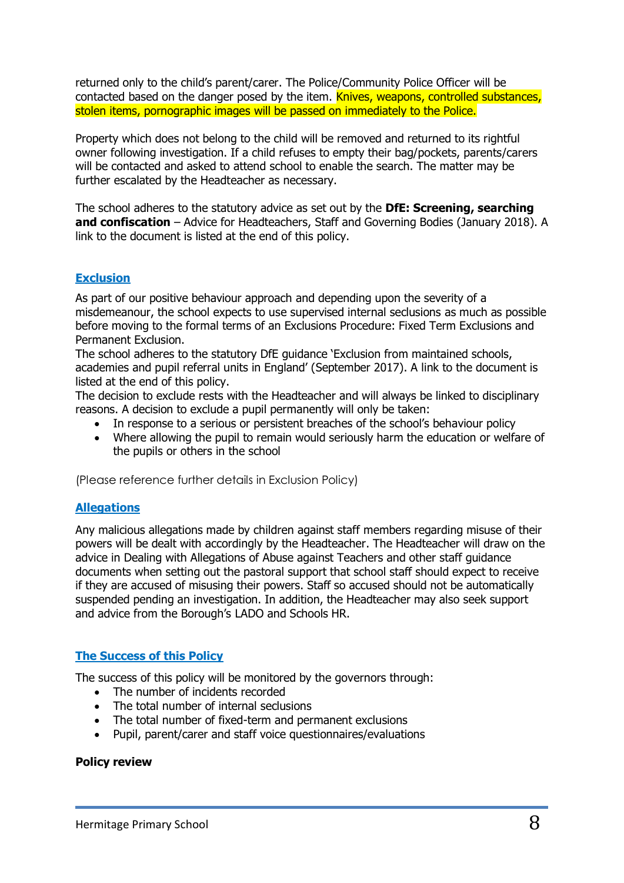returned only to the child's parent/carer. The Police/Community Police Officer will be contacted based on the danger posed by the item. Knives, weapons, controlled substances, stolen items, pornographic images will be passed on immediately to the Police.

Property which does not belong to the child will be removed and returned to its rightful owner following investigation. If a child refuses to empty their bag/pockets, parents/carers will be contacted and asked to attend school to enable the search. The matter may be further escalated by the Headteacher as necessary.

The school adheres to the statutory advice as set out by the **DfE: Screening, searching and confiscation** – Advice for Headteachers, Staff and Governing Bodies (January 2018). A link to the document is listed at the end of this policy.

## Exclusion

As part of our positive behaviour approach and depending upon the severity of a misdemeanour, the school expects to use supervised internal seclusions as much as possible before moving to the formal terms of an Exclusions Procedure: Fixed Term Exclusions and Permanent Exclusion.
The school adheres to the statutory DfE guidance 'Exclusion from maintained schools, academies and pupil referral units in England' (September 2017). A link to the document is listed at the end of this policy.
The decision to exclude rests with the Headteacher and will always be linked to disciplinary reasons. A decision to exclude a pupil permanently will only be taken:

- In response to a serious or persistent breaches of the school's behaviour policy
- Where allowing the pupil to remain would seriously harm the education or welfare of the pupils or others in the school

(Please reference further details in Exclusion Policy)

## Allegations

Any malicious allegations made by children against staff members regarding misuse of their powers will be dealt with accordingly by the Headteacher. The Headteacher will draw on the advice in Dealing with Allegations of Abuse against Teachers and other staff guidance documents when setting out the pastoral support that school staff should expect to receive if they are accused of misusing their powers. Staff so accused should not be automatically suspended pending an investigation. In addition, the Headteacher may also seek support and advice from the Borough's LADO and Schools HR.

## The Success of this Policy

The success of this policy will be monitored by the governors through:

- The number of incidents recorded
- The total number of internal seclusions
- The total number of fixed-term and permanent exclusions
- Pupil, parent/carer and staff voice questionnaires/evaluations

**Policy review**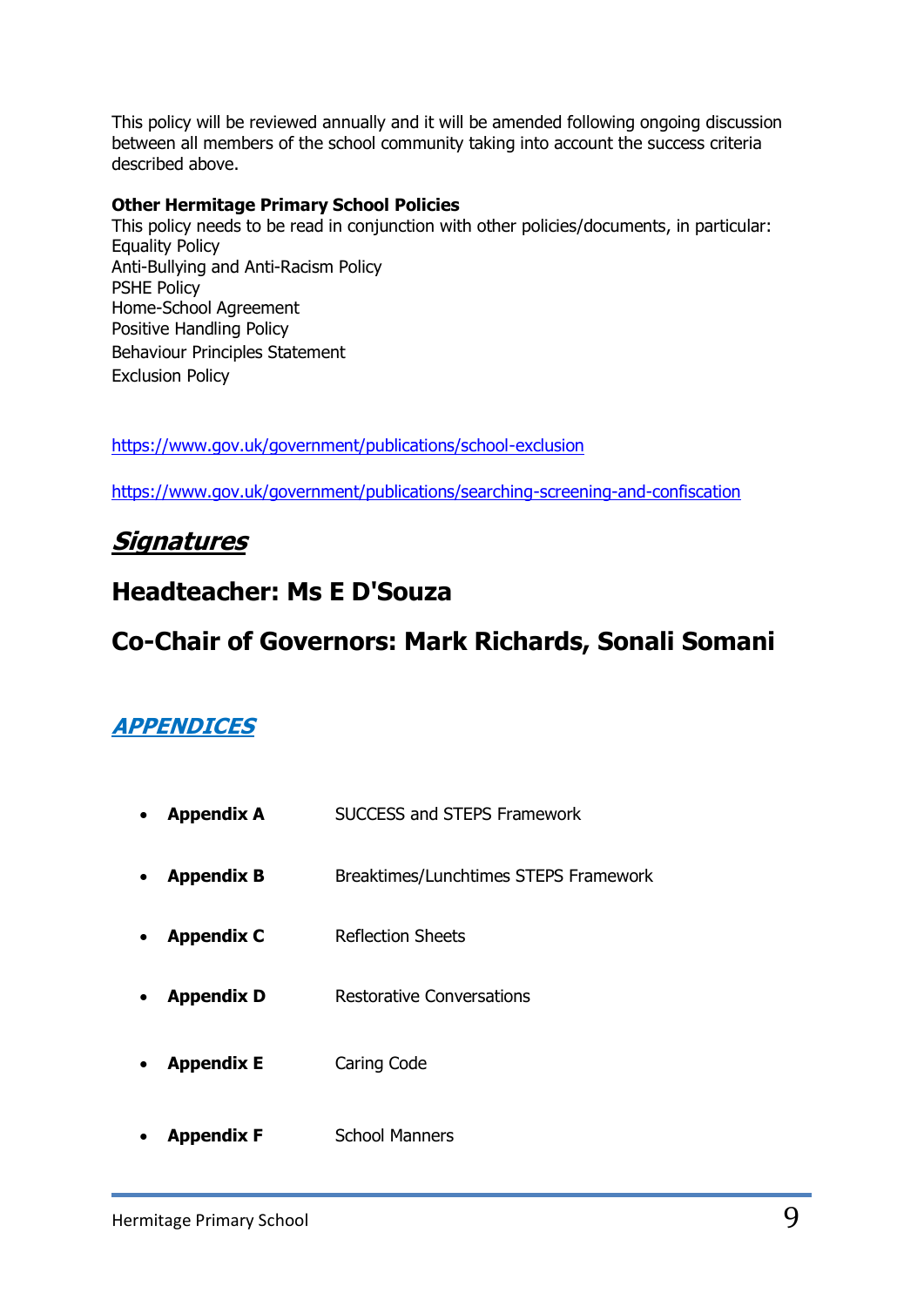This policy will be reviewed annually and it will be amended following ongoing discussion between all members of the school community taking into account the success criteria described above.

**Other Hermitage Primary School Policies**

This policy needs to be read in conjunction with other policies/documents, in particular:
Equality Policy
Anti-Bullying and Anti-Racism Policy
PSHE Policy
Home-School Agreement
Positive Handling Policy
Behaviour Principles Statement
Exclusion Policy

https://www.gov.uk/government/publications/school-exclusion

https://www.gov.uk/government/publications/searching-screening-and-confiscation

## ***Signatures***

## Headteacher: Ms E D'Souza

## Co-Chair of Governors: Mark Richards, Sonali Somani

## ***APPENDICES***

- **Appendix A** SUCCESS and STEPS Framework
- **Appendix B** Breaktimes/Lunchtimes STEPS Framework
- **Appendix C** Reflection Sheets
- **Appendix D** Restorative Conversations
- **Appendix E** Caring Code
- **Appendix F** School Manners